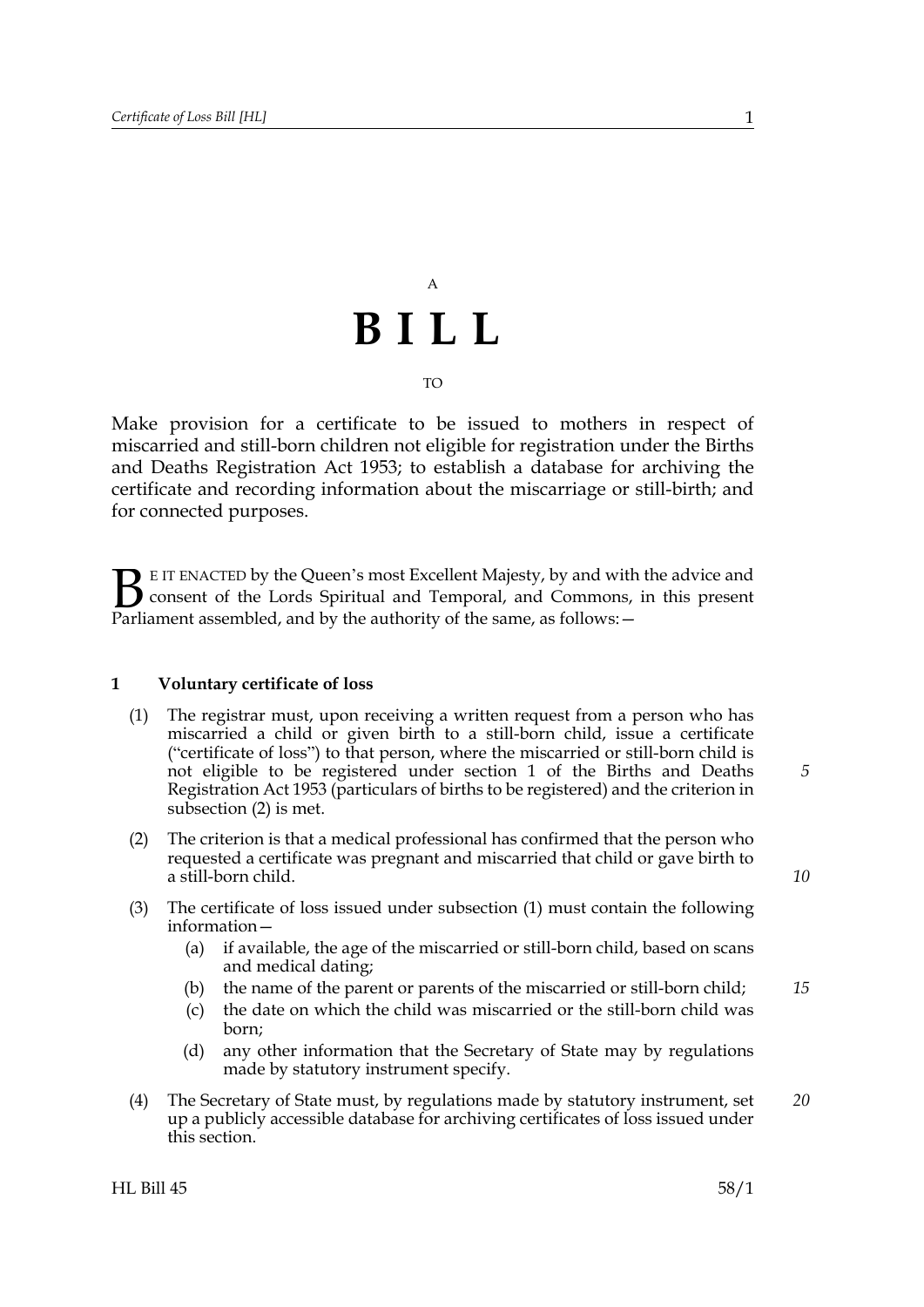A

# BILL

TO

Make provision for a certificate to be issued to mothers in respect of miscarried and still-born children not eligible for registration under the Births and Deaths Registration Act 1953; to establish a database for archiving the certificate and recording information about the miscarriage or still-birth; and for connected purposes.

BE IT ENACTED by the Queen's most Excellent Majesty, by and with the advice and consent of the Lords Spiritual and Temporal, and Commons, in this present Parliament assembled, and by the authority of the same, as follows:—

## 1 Voluntary certificate of loss

(1) The registrar must, upon receiving a written request from a person who has miscarried a child or given birth to a still-born child, issue a certificate ("certificate of loss") to that person, where the miscarried or still-born child is not eligible to be registered under section 1 of the Births and Deaths Registration Act 1953 (particulars of births to be registered) and the criterion in subsection (2) is met.

(2) The criterion is that a medical professional has confirmed that the person who requested a certificate was pregnant and miscarried that child or gave birth to a still-born child.

(3) The certificate of loss issued under subsection (1) must contain the following information—

(a) if available, the age of the miscarried or still-born child, based on scans and medical dating;

(b) the name of the parent or parents of the miscarried or still-born child;

(c) the date on which the child was miscarried or the still-born child was born;

(d) any other information that the Secretary of State may by regulations made by statutory instrument specify.

(4) The Secretary of State must, by regulations made by statutory instrument, set up a publicly accessible database for archiving certificates of loss issued under this section.

HL Bill 45 58/1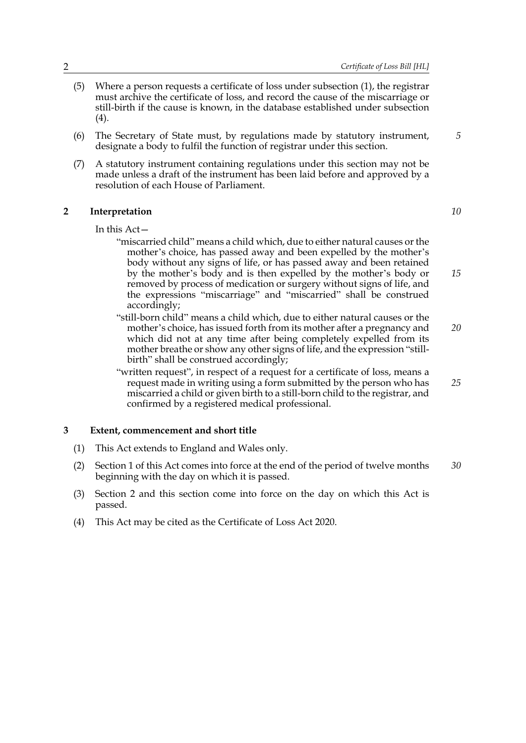(5) Where a person requests a certificate of loss under subsection (1), the registrar must archive the certificate of loss, and record the cause of the miscarriage or still-birth if the cause is known, in the database established under subsection (4).

(6) The Secretary of State must, by regulations made by statutory instrument, designate a body to fulfil the function of registrar under this section.

(7) A statutory instrument containing regulations under this section may not be made unless a draft of the instrument has been laid before and approved by a resolution of each House of Parliament.

## 2 Interpretation

In this Act—

"miscarried child" means a child which, due to either natural causes or the mother's choice, has passed away and been expelled by the mother's body without any signs of life, or has passed away and been retained by the mother's body and is then expelled by the mother's body or removed by process of medication or surgery without signs of life, and the expressions "miscarriage" and "miscarried" shall be construed accordingly;

"still-born child" means a child which, due to either natural causes or the mother's choice, has issued forth from its mother after a pregnancy and which did not at any time after being completely expelled from its mother breathe or show any other signs of life, and the expression "still-birth" shall be construed accordingly;

"written request", in respect of a request for a certificate of loss, means a request made in writing using a form submitted by the person who has miscarried a child or given birth to a still-born child to the registrar, and confirmed by a registered medical professional.

## 3 Extent, commencement and short title

(1) This Act extends to England and Wales only.

(2) Section 1 of this Act comes into force at the end of the period of twelve months beginning with the day on which it is passed.

(3) Section 2 and this section come into force on the day on which this Act is passed.

(4) This Act may be cited as the Certificate of Loss Act 2020.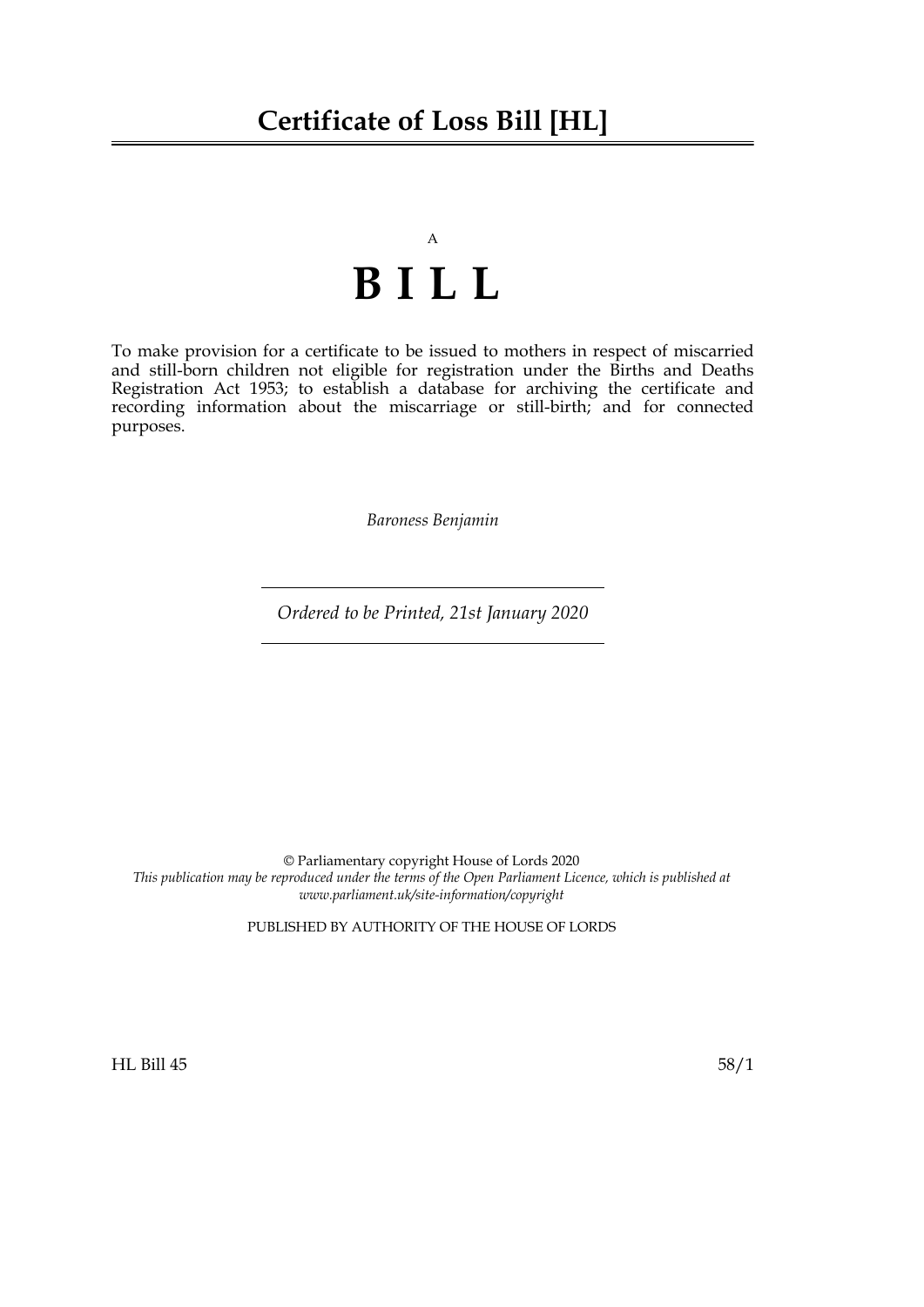# Certificate of Loss Bill [HL]

A

# B I L L

To make provision for a certificate to be issued to mothers in respect of miscarried and still-born children not eligible for registration under the Births and Deaths Registration Act 1953; to establish a database for archiving the certificate and recording information about the miscarriage or still-birth; and for connected purposes.

*Baroness Benjamin*

*Ordered to be Printed, 21st January 2020*

© Parliamentary copyright House of Lords 2020
*This publication may be reproduced under the terms of the Open Parliament Licence, which is published at www.parliament.uk/site-information/copyright*

PUBLISHED BY AUTHORITY OF THE HOUSE OF LORDS

HL Bill 45 58/1